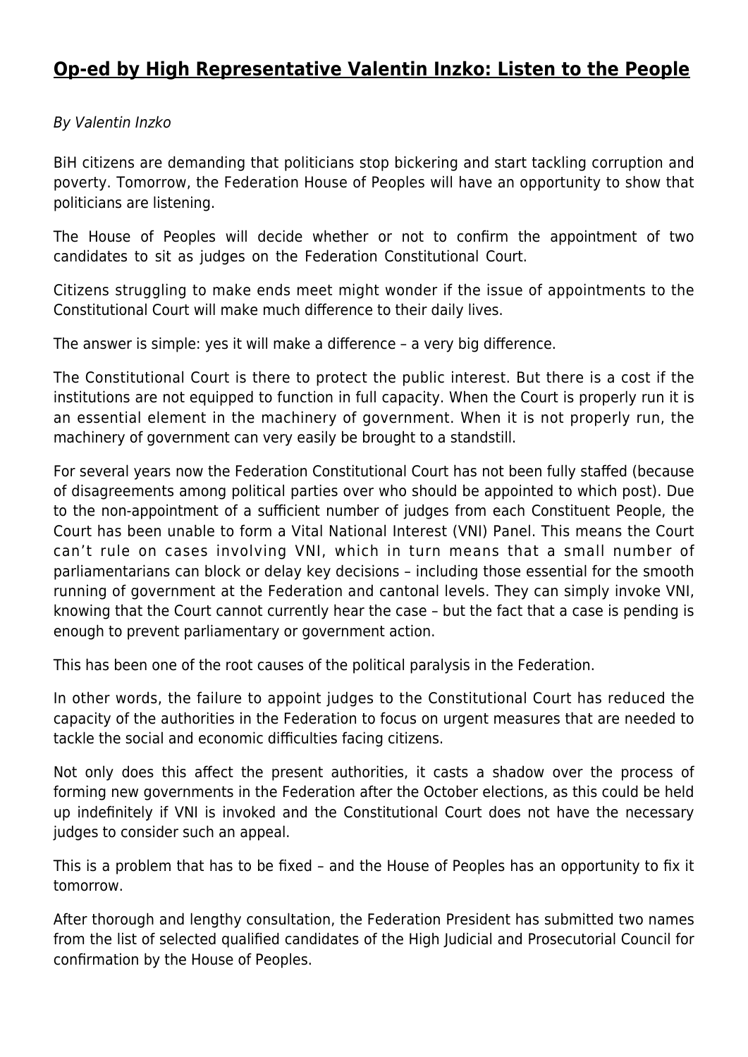# Op-ed by High Representative Valentin Inzko: Listen to the People

*By Valentin Inzko*

BiH citizens are demanding that politicians stop bickering and start tackling corruption and poverty. Tomorrow, the Federation House of Peoples will have an opportunity to show that politicians are listening.

The House of Peoples will decide whether or not to confirm the appointment of two candidates to sit as judges on the Federation Constitutional Court.

Citizens struggling to make ends meet might wonder if the issue of appointments to the Constitutional Court will make much difference to their daily lives.

The answer is simple: yes it will make a difference – a very big difference.

The Constitutional Court is there to protect the public interest. But there is a cost if the institutions are not equipped to function in full capacity. When the Court is properly run it is an essential element in the machinery of government. When it is not properly run, the machinery of government can very easily be brought to a standstill.

For several years now the Federation Constitutional Court has not been fully staffed (because of disagreements among political parties over who should be appointed to which post). Due to the non-appointment of a sufficient number of judges from each Constituent People, the Court has been unable to form a Vital National Interest (VNI) Panel. This means the Court can't rule on cases involving VNI, which in turn means that a small number of parliamentarians can block or delay key decisions – including those essential for the smooth running of government at the Federation and cantonal levels. They can simply invoke VNI, knowing that the Court cannot currently hear the case – but the fact that a case is pending is enough to prevent parliamentary or government action.

This has been one of the root causes of the political paralysis in the Federation.

In other words, the failure to appoint judges to the Constitutional Court has reduced the capacity of the authorities in the Federation to focus on urgent measures that are needed to tackle the social and economic difficulties facing citizens.

Not only does this affect the present authorities, it casts a shadow over the process of forming new governments in the Federation after the October elections, as this could be held up indefinitely if VNI is invoked and the Constitutional Court does not have the necessary judges to consider such an appeal.

This is a problem that has to be fixed – and the House of Peoples has an opportunity to fix it tomorrow.

After thorough and lengthy consultation, the Federation President has submitted two names from the list of selected qualified candidates of the High Judicial and Prosecutorial Council for confirmation by the House of Peoples.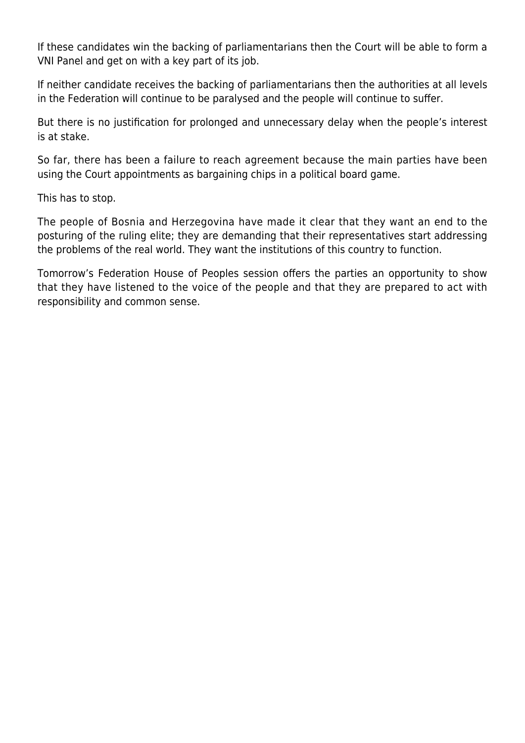If these candidates win the backing of parliamentarians then the Court will be able to form a VNI Panel and get on with a key part of its job.

If neither candidate receives the backing of parliamentarians then the authorities at all levels in the Federation will continue to be paralysed and the people will continue to suffer.

But there is no justification for prolonged and unnecessary delay when the people's interest is at stake.

So far, there has been a failure to reach agreement because the main parties have been using the Court appointments as bargaining chips in a political board game.

This has to stop.

The people of Bosnia and Herzegovina have made it clear that they want an end to the posturing of the ruling elite; they are demanding that their representatives start addressing the problems of the real world. They want the institutions of this country to function.

Tomorrow's Federation House of Peoples session offers the parties an opportunity to show that they have listened to the voice of the people and that they are prepared to act with responsibility and common sense.